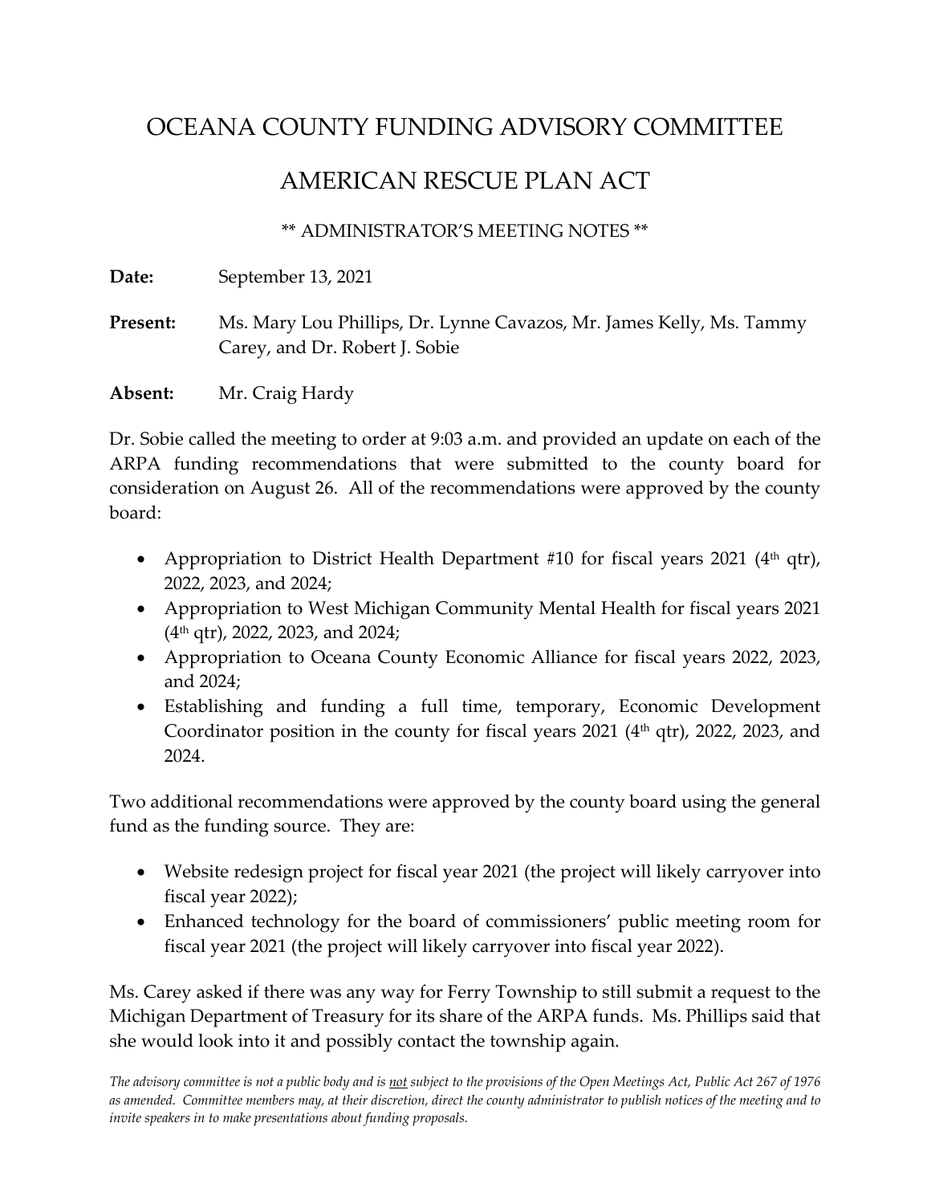# OCEANA COUNTY FUNDING ADVISORY COMMITTEE

# AMERICAN RESCUE PLAN ACT

** ADMINISTRATOR'S MEETING NOTES **

**Date:** September 13, 2021

**Present:** Ms. Mary Lou Phillips, Dr. Lynne Cavazos, Mr. James Kelly, Ms. Tammy Carey, and Dr. Robert J. Sobie

**Absent:** Mr. Craig Hardy

Dr. Sobie called the meeting to order at 9:03 a.m. and provided an update on each of the ARPA funding recommendations that were submitted to the county board for consideration on August 26. All of the recommendations were approved by the county board:

- Appropriation to District Health Department #10 for fiscal years 2021 (4th qtr), 2022, 2023, and 2024;
- Appropriation to West Michigan Community Mental Health for fiscal years 2021 (4th qtr), 2022, 2023, and 2024;
- Appropriation to Oceana County Economic Alliance for fiscal years 2022, 2023, and 2024;
- Establishing and funding a full time, temporary, Economic Development Coordinator position in the county for fiscal years 2021 (4th qtr), 2022, 2023, and 2024.

Two additional recommendations were approved by the county board using the general fund as the funding source. They are:

- Website redesign project for fiscal year 2021 (the project will likely carryover into fiscal year 2022);
- Enhanced technology for the board of commissioners' public meeting room for fiscal year 2021 (the project will likely carryover into fiscal year 2022).

Ms. Carey asked if there was any way for Ferry Township to still submit a request to the Michigan Department of Treasury for its share of the ARPA funds. Ms. Phillips said that she would look into it and possibly contact the township again.

*The advisory committee is not a public body and is not subject to the provisions of the Open Meetings Act, Public Act 267 of 1976 as amended. Committee members may, at their discretion, direct the county administrator to publish notices of the meeting and to invite speakers in to make presentations about funding proposals.*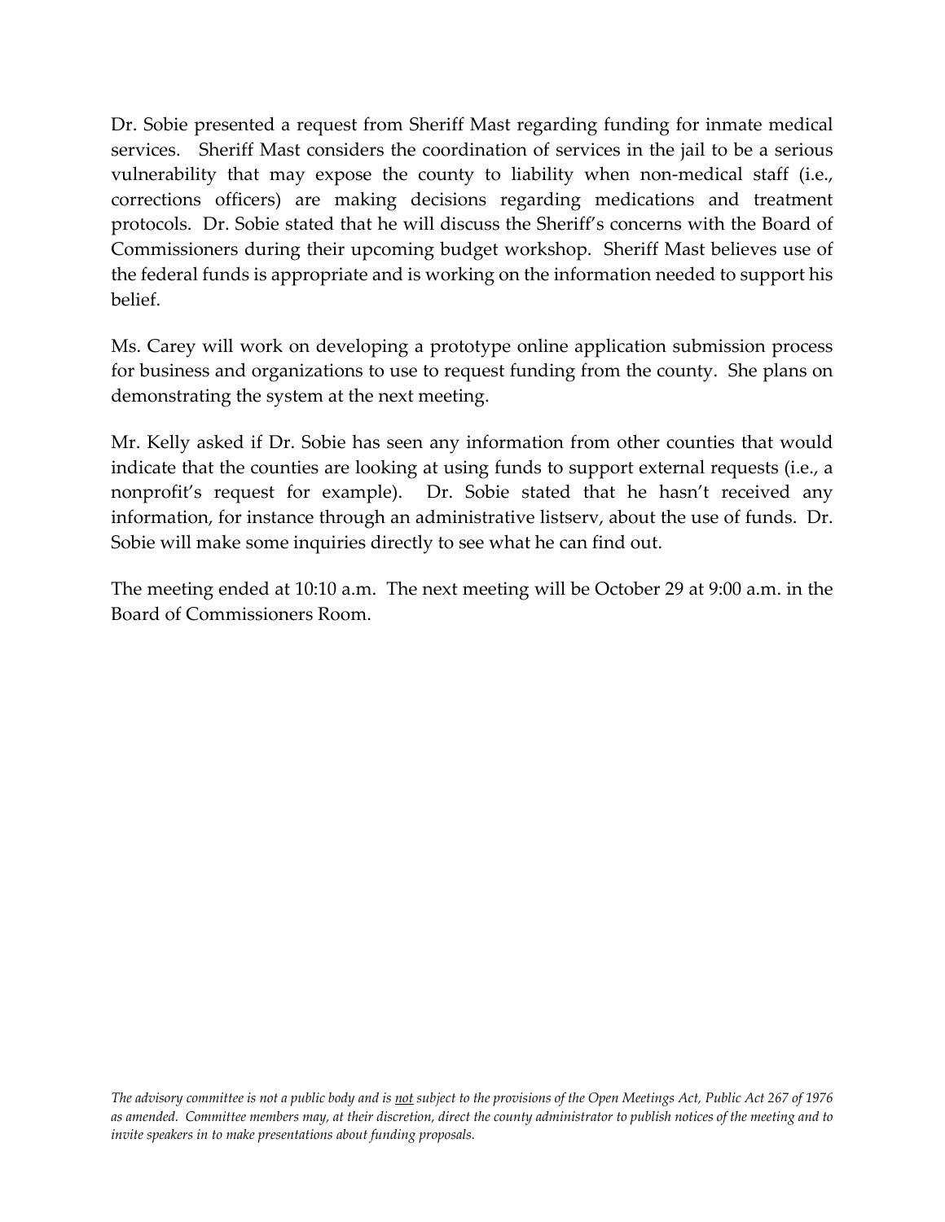Dr. Sobie presented a request from Sheriff Mast regarding funding for inmate medical services. Sheriff Mast considers the coordination of services in the jail to be a serious vulnerability that may expose the county to liability when non-medical staff (i.e., corrections officers) are making decisions regarding medications and treatment protocols. Dr. Sobie stated that he will discuss the Sheriff's concerns with the Board of Commissioners during their upcoming budget workshop. Sheriff Mast believes use of the federal funds is appropriate and is working on the information needed to support his belief.

Ms. Carey will work on developing a prototype online application submission process for business and organizations to use to request funding from the county. She plans on demonstrating the system at the next meeting.

Mr. Kelly asked if Dr. Sobie has seen any information from other counties that would indicate that the counties are looking at using funds to support external requests (i.e., a nonprofit's request for example). Dr. Sobie stated that he hasn't received any information, for instance through an administrative listserv, about the use of funds. Dr. Sobie will make some inquiries directly to see what he can find out.

The meeting ended at 10:10 a.m. The next meeting will be October 29 at 9:00 a.m. in the Board of Commissioners Room.

*The advisory committee is not a public body and is <u>not</u> subject to the provisions of the Open Meetings Act, Public Act 267 of 1976 as amended. Committee members may, at their discretion, direct the county administrator to publish notices of the meeting and to invite speakers in to make presentations about funding proposals.*